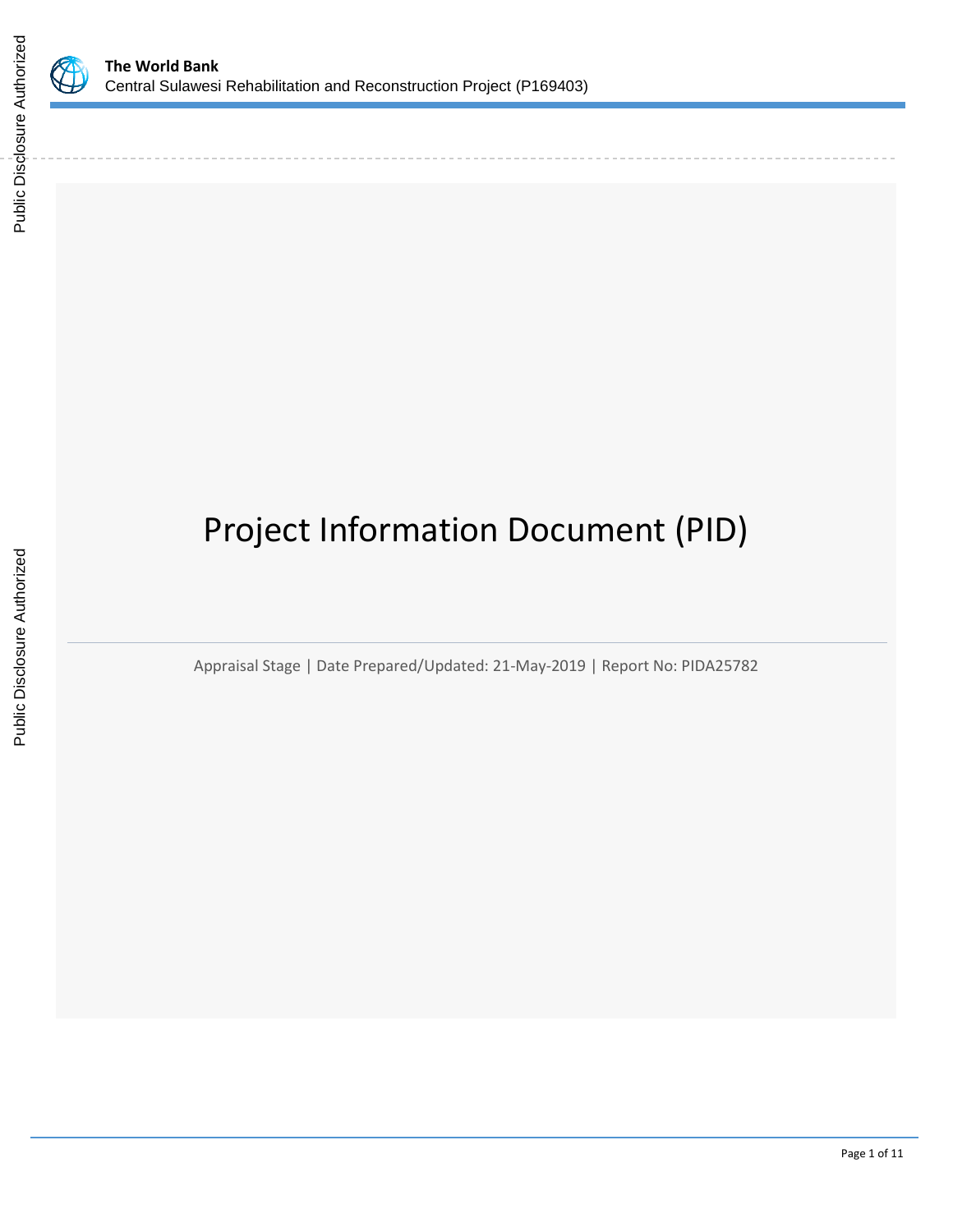**The World Bank**
Central Sulawesi Rehabilitation and Reconstruction Project (P169403)

# Project Information Document (PID)

Appraisal Stage | Date Prepared/Updated: 21-May-2019 | Report No: PIDA25782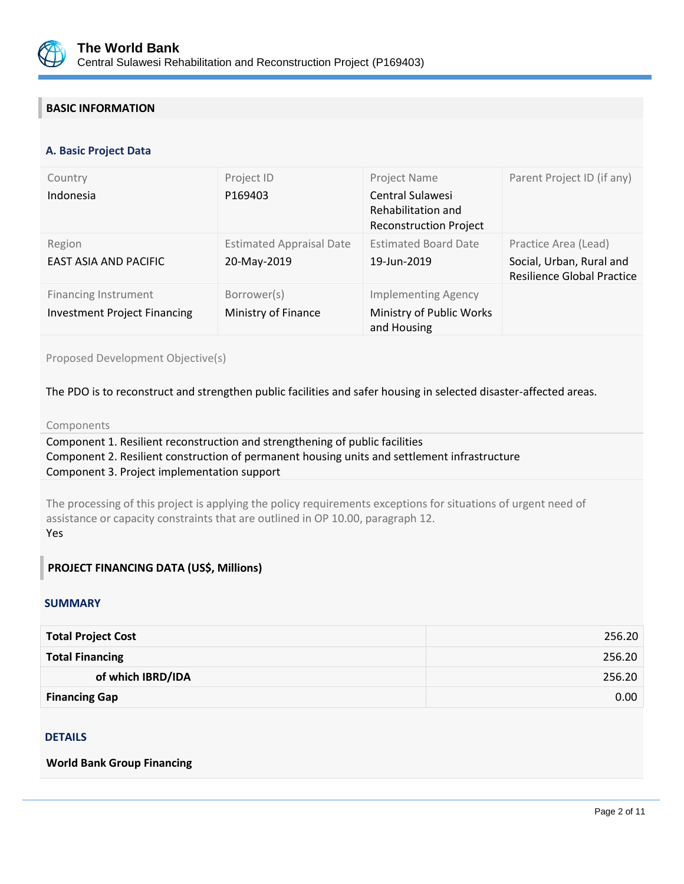## BASIC INFORMATION

### A. Basic Project Data

| Country | Project ID | Project Name | Parent Project ID (if any) |
|---|---|---|---|
| Indonesia | P169403 | Central Sulawesi Rehabilitation and Reconstruction Project | |
| **Region** | **Estimated Appraisal Date** | **Estimated Board Date** | **Practice Area (Lead)** |
| EAST ASIA AND PACIFIC | 20-May-2019 | 19-Jun-2019 | Social, Urban, Rural and Resilience Global Practice |
| **Financing Instrument** | **Borrower(s)** | **Implementing Agency** | |
| Investment Project Financing | Ministry of Finance | Ministry of Public Works and Housing | |

Proposed Development Objective(s)

The PDO is to reconstruct and strengthen public facilities and safer housing in selected disaster-affected areas.

Components

Component 1. Resilient reconstruction and strengthening of public facilities
Component 2. Resilient construction of permanent housing units and settlement infrastructure
Component 3. Project implementation support

The processing of this project is applying the policy requirements exceptions for situations of urgent need of assistance or capacity constraints that are outlined in OP 10.00, paragraph 12.
Yes

## PROJECT FINANCING DATA (US$, Millions)

### SUMMARY

| | |
|---|---:|
| **Total Project Cost** | 256.20 |
| **Total Financing** | 256.20 |
| **of which IBRD/IDA** | 256.20 |
| **Financing Gap** | 0.00 |

### DETAILS

**World Bank Group Financing**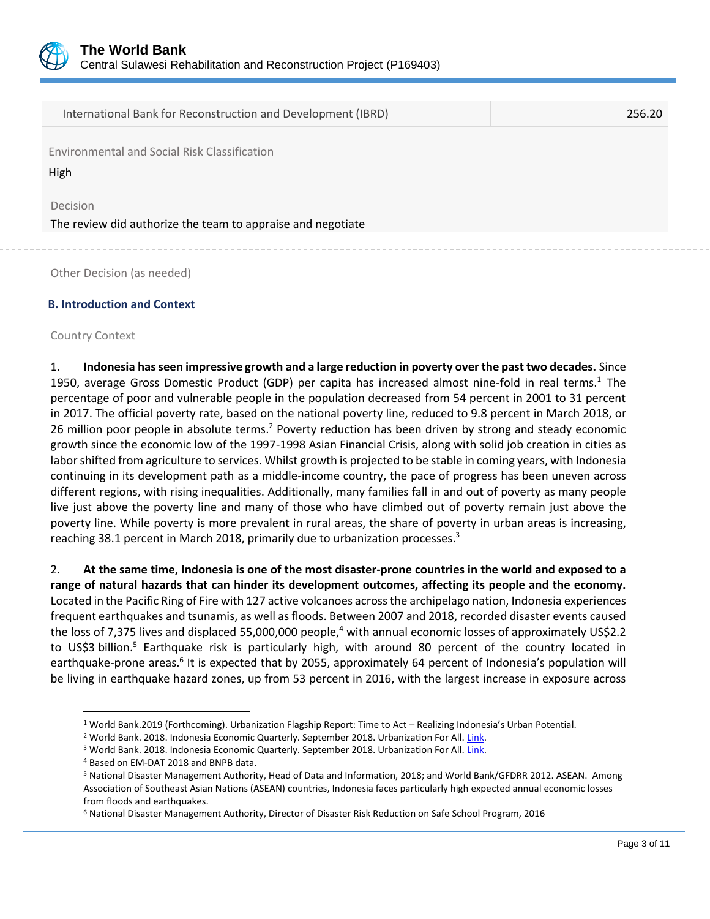| International Bank for Reconstruction and Development (IBRD) | 256.20 |
|---|---|

Environmental and Social Risk Classification

High

Decision

The review did authorize the team to appraise and negotiate

Other Decision (as needed)

### B. Introduction and Context

Country Context

1. **Indonesia has seen impressive growth and a large reduction in poverty over the past two decades.** Since 1950, average Gross Domestic Product (GDP) per capita has increased almost nine-fold in real terms.[1] The percentage of poor and vulnerable people in the population decreased from 54 percent in 2001 to 31 percent in 2017. The official poverty rate, based on the national poverty line, reduced to 9.8 percent in March 2018, or 26 million poor people in absolute terms.[2] Poverty reduction has been driven by strong and steady economic growth since the economic low of the 1997-1998 Asian Financial Crisis, along with solid job creation in cities as labor shifted from agriculture to services. Whilst growth is projected to be stable in coming years, with Indonesia continuing in its development path as a middle-income country, the pace of progress has been uneven across different regions, with rising inequalities. Additionally, many families fall in and out of poverty as many people live just above the poverty line and many of those who have climbed out of poverty remain just above the poverty line. While poverty is more prevalent in rural areas, the share of poverty in urban areas is increasing, reaching 38.1 percent in March 2018, primarily due to urbanization processes.[3]

2. **At the same time, Indonesia is one of the most disaster-prone countries in the world and exposed to a range of natural hazards that can hinder its development outcomes, affecting its people and the economy.** Located in the Pacific Ring of Fire with 127 active volcanoes across the archipelago nation, Indonesia experiences frequent earthquakes and tsunamis, as well as floods. Between 2007 and 2018, recorded disaster events caused the loss of 7,375 lives and displaced 55,000,000 people,[4] with annual economic losses of approximately US$2.2 to US$3 billion.[5] Earthquake risk is particularly high, with around 80 percent of the country located in earthquake-prone areas.[6] It is expected that by 2055, approximately 64 percent of Indonesia's population will be living in earthquake hazard zones, up from 53 percent in 2016, with the largest increase in exposure across

---

[1] World Bank.2019 (Forthcoming). Urbanization Flagship Report: Time to Act – Realizing Indonesia's Urban Potential.

[2] World Bank. 2018. Indonesia Economic Quarterly. September 2018. Urbanization For All. Link.

[3] World Bank. 2018. Indonesia Economic Quarterly. September 2018. Urbanization For All. Link.

[4] Based on EM-DAT 2018 and BNPB data.

[5] National Disaster Management Authority, Head of Data and Information, 2018; and World Bank/GFDRR 2012. ASEAN. Among Association of Southeast Asian Nations (ASEAN) countries, Indonesia faces particularly high expected annual economic losses from floods and earthquakes.

[6] National Disaster Management Authority, Director of Disaster Risk Reduction on Safe School Program, 2016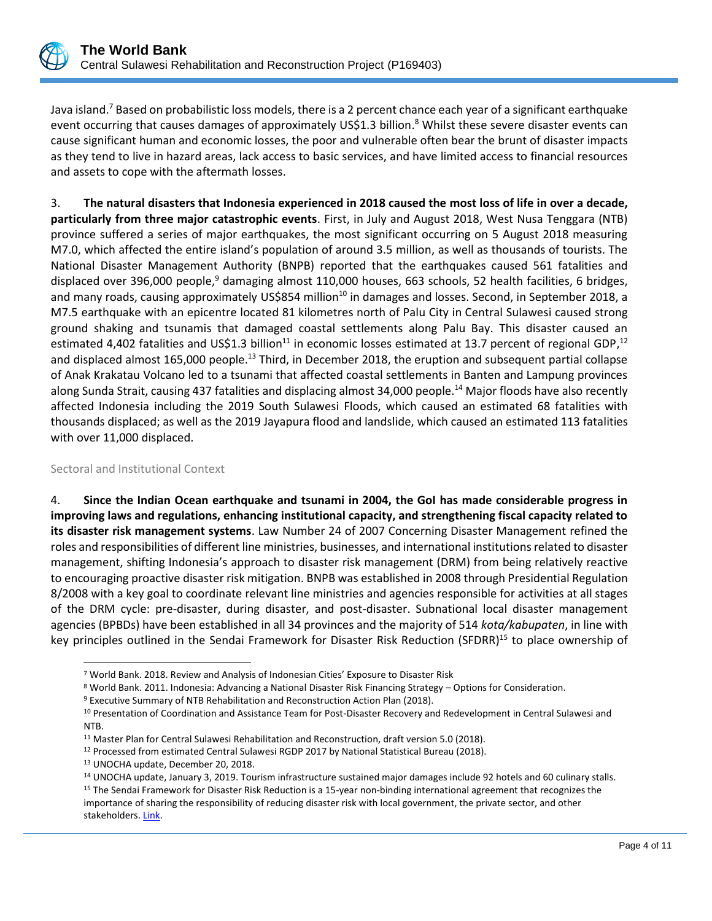Java island.[7] Based on probabilistic loss models, there is a 2 percent chance each year of a significant earthquake event occurring that causes damages of approximately US$1.3 billion.[8] Whilst these severe disaster events can cause significant human and economic losses, the poor and vulnerable often bear the brunt of disaster impacts as they tend to live in hazard areas, lack access to basic services, and have limited access to financial resources and assets to cope with the aftermath losses.

3. **The natural disasters that Indonesia experienced in 2018 caused the most loss of life in over a decade, particularly from three major catastrophic events**. First, in July and August 2018, West Nusa Tenggara (NTB) province suffered a series of major earthquakes, the most significant occurring on 5 August 2018 measuring M7.0, which affected the entire island's population of around 3.5 million, as well as thousands of tourists. The National Disaster Management Authority (BNPB) reported that the earthquakes caused 561 fatalities and displaced over 396,000 people,[9] damaging almost 110,000 houses, 663 schools, 52 health facilities, 6 bridges, and many roads, causing approximately US$854 million[10] in damages and losses. Second, in September 2018, a M7.5 earthquake with an epicentre located 81 kilometres north of Palu City in Central Sulawesi caused strong ground shaking and tsunamis that damaged coastal settlements along Palu Bay. This disaster caused an estimated 4,402 fatalities and US$1.3 billion[11] in economic losses estimated at 13.7 percent of regional GDP,[12] and displaced almost 165,000 people.[13] Third, in December 2018, the eruption and subsequent partial collapse of Anak Krakatau Volcano led to a tsunami that affected coastal settlements in Banten and Lampung provinces along Sunda Strait, causing 437 fatalities and displacing almost 34,000 people.[14] Major floods have also recently affected Indonesia including the 2019 South Sulawesi Floods, which caused an estimated 68 fatalities with thousands displaced; as well as the 2019 Jayapura flood and landslide, which caused an estimated 113 fatalities with over 11,000 displaced.

### Sectoral and Institutional Context

4. **Since the Indian Ocean earthquake and tsunami in 2004, the GoI has made considerable progress in improving laws and regulations, enhancing institutional capacity, and strengthening fiscal capacity related to its disaster risk management systems**. Law Number 24 of 2007 Concerning Disaster Management refined the roles and responsibilities of different line ministries, businesses, and international institutions related to disaster management, shifting Indonesia's approach to disaster risk management (DRM) from being relatively reactive to encouraging proactive disaster risk mitigation. BNPB was established in 2008 through Presidential Regulation 8/2008 with a key goal to coordinate relevant line ministries and agencies responsible for activities at all stages of the DRM cycle: pre-disaster, during disaster, and post-disaster. Subnational local disaster management agencies (BPBDs) have been established in all 34 provinces and the majority of 514 *kota/kabupaten*, in line with key principles outlined in the Sendai Framework for Disaster Risk Reduction (SFDRR)[15] to place ownership of

---

[7] World Bank. 2018. Review and Analysis of Indonesian Cities' Exposure to Disaster Risk

[8] World Bank. 2011. Indonesia: Advancing a National Disaster Risk Financing Strategy – Options for Consideration.

[9] Executive Summary of NTB Rehabilitation and Reconstruction Action Plan (2018).

[10] Presentation of Coordination and Assistance Team for Post-Disaster Recovery and Redevelopment in Central Sulawesi and NTB.

[11] Master Plan for Central Sulawesi Rehabilitation and Reconstruction, draft version 5.0 (2018).

[12] Processed from estimated Central Sulawesi RGDP 2017 by National Statistical Bureau (2018).

[13] UNOCHA update, December 20, 2018.

[14] UNOCHA update, January 3, 2019. Tourism infrastructure sustained major damages include 92 hotels and 60 culinary stalls.

[15] The Sendai Framework for Disaster Risk Reduction is a 15-year non-binding international agreement that recognizes the importance of sharing the responsibility of reducing disaster risk with local government, the private sector, and other stakeholders. Link.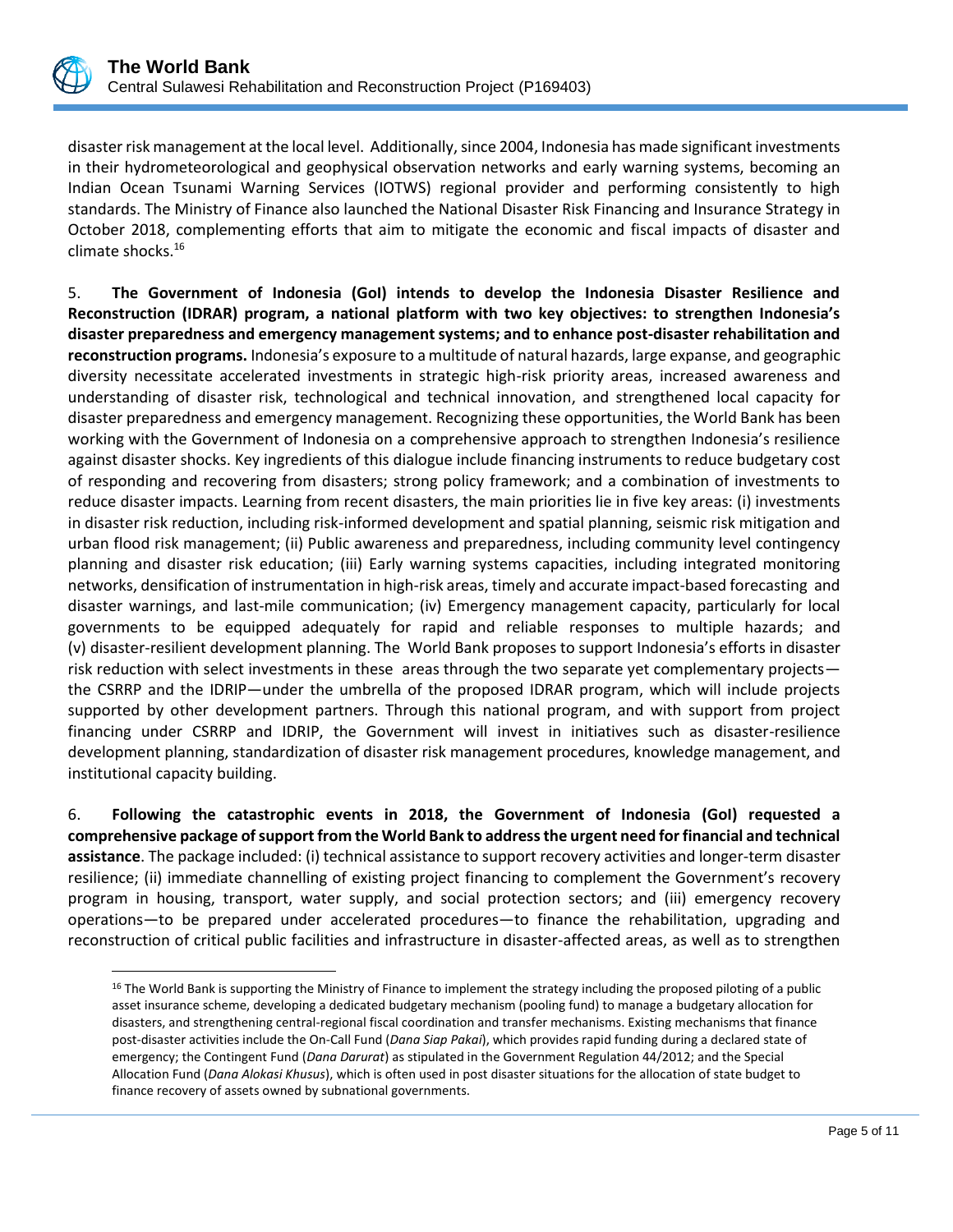disaster risk management at the local level. Additionally, since 2004, Indonesia has made significant investments in their hydrometeorological and geophysical observation networks and early warning systems, becoming an Indian Ocean Tsunami Warning Services (IOTWS) regional provider and performing consistently to high standards. The Ministry of Finance also launched the National Disaster Risk Financing and Insurance Strategy in October 2018, complementing efforts that aim to mitigate the economic and fiscal impacts of disaster and climate shocks.[16]

5. **The Government of Indonesia (GoI) intends to develop the Indonesia Disaster Resilience and Reconstruction (IDRAR) program, a national platform with two key objectives: to strengthen Indonesia's disaster preparedness and emergency management systems; and to enhance post-disaster rehabilitation and reconstruction programs.** Indonesia's exposure to a multitude of natural hazards, large expanse, and geographic diversity necessitate accelerated investments in strategic high-risk priority areas, increased awareness and understanding of disaster risk, technological and technical innovation, and strengthened local capacity for disaster preparedness and emergency management. Recognizing these opportunities, the World Bank has been working with the Government of Indonesia on a comprehensive approach to strengthen Indonesia's resilience against disaster shocks. Key ingredients of this dialogue include financing instruments to reduce budgetary cost of responding and recovering from disasters; strong policy framework; and a combination of investments to reduce disaster impacts. Learning from recent disasters, the main priorities lie in five key areas: (i) investments in disaster risk reduction, including risk-informed development and spatial planning, seismic risk mitigation and urban flood risk management; (ii) Public awareness and preparedness, including community level contingency planning and disaster risk education; (iii) Early warning systems capacities, including integrated monitoring networks, densification of instrumentation in high-risk areas, timely and accurate impact-based forecasting and disaster warnings, and last-mile communication; (iv) Emergency management capacity, particularly for local governments to be equipped adequately for rapid and reliable responses to multiple hazards; and (v) disaster-resilient development planning. The World Bank proposes to support Indonesia's efforts in disaster risk reduction with select investments in these areas through the two separate yet complementary projects—the CSRRP and the IDRIP—under the umbrella of the proposed IDRAR program, which will include projects supported by other development partners. Through this national program, and with support from project financing under CSRRP and IDRIP, the Government will invest in initiatives such as disaster-resilience development planning, standardization of disaster risk management procedures, knowledge management, and institutional capacity building.

6. **Following the catastrophic events in 2018, the Government of Indonesia (GoI) requested a comprehensive package of support from the World Bank to address the urgent need for financial and technical assistance**. The package included: (i) technical assistance to support recovery activities and longer-term disaster resilience; (ii) immediate channelling of existing project financing to complement the Government's recovery program in housing, transport, water supply, and social protection sectors; and (iii) emergency recovery operations—to be prepared under accelerated procedures—to finance the rehabilitation, upgrading and reconstruction of critical public facilities and infrastructure in disaster-affected areas, as well as to strengthen

[16] The World Bank is supporting the Ministry of Finance to implement the strategy including the proposed piloting of a public asset insurance scheme, developing a dedicated budgetary mechanism (pooling fund) to manage a budgetary allocation for disasters, and strengthening central-regional fiscal coordination and transfer mechanisms. Existing mechanisms that finance post-disaster activities include the On-Call Fund (*Dana Siap Pakai*), which provides rapid funding during a declared state of emergency; the Contingent Fund (*Dana Darurat*) as stipulated in the Government Regulation 44/2012; and the Special Allocation Fund (*Dana Alokasi Khusus*), which is often used in post disaster situations for the allocation of state budget to finance recovery of assets owned by subnational governments.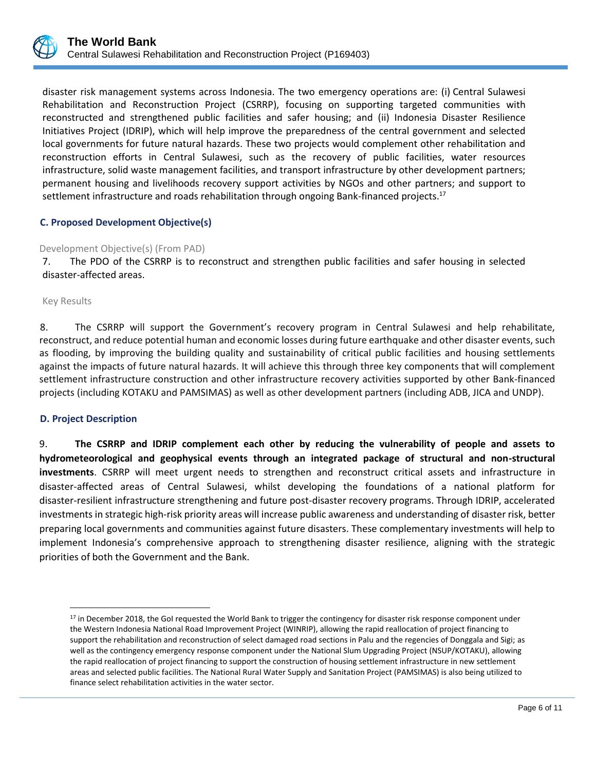disaster risk management systems across Indonesia. The two emergency operations are: (i) Central Sulawesi Rehabilitation and Reconstruction Project (CSRRP), focusing on supporting targeted communities with reconstructed and strengthened public facilities and safer housing; and (ii) Indonesia Disaster Resilience Initiatives Project (IDRIP), which will help improve the preparedness of the central government and selected local governments for future natural hazards. These two projects would complement other rehabilitation and reconstruction efforts in Central Sulawesi, such as the recovery of public facilities, water resources infrastructure, solid waste management facilities, and transport infrastructure by other development partners; permanent housing and livelihoods recovery support activities by NGOs and other partners; and support to settlement infrastructure and roads rehabilitation through ongoing Bank-financed projects.[17]

### C. Proposed Development Objective(s)

Development Objective(s) (From PAD)

7. The PDO of the CSRRP is to reconstruct and strengthen public facilities and safer housing in selected disaster-affected areas.

Key Results

8. The CSRRP will support the Government's recovery program in Central Sulawesi and help rehabilitate, reconstruct, and reduce potential human and economic losses during future earthquake and other disaster events, such as flooding, by improving the building quality and sustainability of critical public facilities and housing settlements against the impacts of future natural hazards. It will achieve this through three key components that will complement settlement infrastructure construction and other infrastructure recovery activities supported by other Bank-financed projects (including KOTAKU and PAMSIMAS) as well as other development partners (including ADB, JICA and UNDP).

### D. Project Description

9. **The CSRRP and IDRIP complement each other by reducing the vulnerability of people and assets to hydrometeorological and geophysical events through an integrated package of structural and non-structural investments**. CSRRP will meet urgent needs to strengthen and reconstruct critical assets and infrastructure in disaster-affected areas of Central Sulawesi, whilst developing the foundations of a national platform for disaster-resilient infrastructure strengthening and future post-disaster recovery programs. Through IDRIP, accelerated investments in strategic high-risk priority areas will increase public awareness and understanding of disaster risk, better preparing local governments and communities against future disasters. These complementary investments will help to implement Indonesia's comprehensive approach to strengthening disaster resilience, aligning with the strategic priorities of both the Government and the Bank.

---

[17] in December 2018, the GoI requested the World Bank to trigger the contingency for disaster risk response component under the Western Indonesia National Road Improvement Project (WINRIP), allowing the rapid reallocation of project financing to support the rehabilitation and reconstruction of select damaged road sections in Palu and the regencies of Donggala and Sigi; as well as the contingency emergency response component under the National Slum Upgrading Project (NSUP/KOTAKU), allowing the rapid reallocation of project financing to support the construction of housing settlement infrastructure in new settlement areas and selected public facilities. The National Rural Water Supply and Sanitation Project (PAMSIMAS) is also being utilized to finance select rehabilitation activities in the water sector.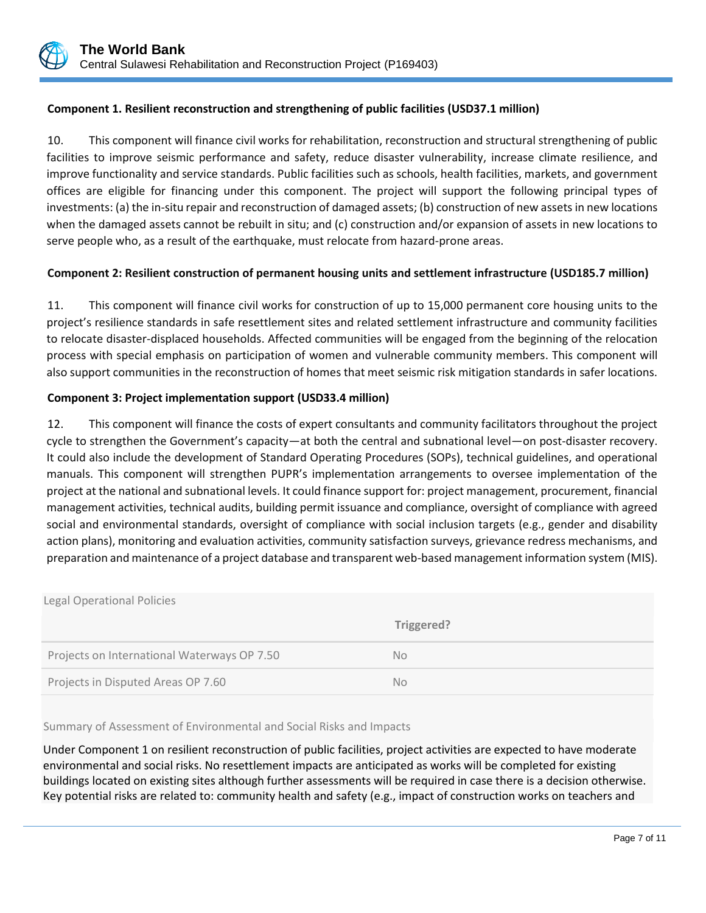**Component 1. Resilient reconstruction and strengthening of public facilities (USD37.1 million)**

10. This component will finance civil works for rehabilitation, reconstruction and structural strengthening of public facilities to improve seismic performance and safety, reduce disaster vulnerability, increase climate resilience, and improve functionality and service standards. Public facilities such as schools, health facilities, markets, and government offices are eligible for financing under this component. The project will support the following principal types of investments: (a) the in-situ repair and reconstruction of damaged assets; (b) construction of new assets in new locations when the damaged assets cannot be rebuilt in situ; and (c) construction and/or expansion of assets in new locations to serve people who, as a result of the earthquake, must relocate from hazard-prone areas.

**Component 2: Resilient construction of permanent housing units and settlement infrastructure (USD185.7 million)**

11. This component will finance civil works for construction of up to 15,000 permanent core housing units to the project's resilience standards in safe resettlement sites and related settlement infrastructure and community facilities to relocate disaster-displaced households. Affected communities will be engaged from the beginning of the relocation process with special emphasis on participation of women and vulnerable community members. This component will also support communities in the reconstruction of homes that meet seismic risk mitigation standards in safer locations.

**Component 3: Project implementation support (USD33.4 million)**

12. This component will finance the costs of expert consultants and community facilitators throughout the project cycle to strengthen the Government's capacity—at both the central and subnational level—on post-disaster recovery. It could also include the development of Standard Operating Procedures (SOPs), technical guidelines, and operational manuals. This component will strengthen PUPR's implementation arrangements to oversee implementation of the project at the national and subnational levels. It could finance support for: project management, procurement, financial management activities, technical audits, building permit issuance and compliance, oversight of compliance with agreed social and environmental standards, oversight of compliance with social inclusion targets (e.g., gender and disability action plans), monitoring and evaluation activities, community satisfaction surveys, grievance redress mechanisms, and preparation and maintenance of a project database and transparent web-based management information system (MIS).

Legal Operational Policies

| | Triggered? |
|---|---|
| Projects on International Waterways OP 7.50 | No |
| Projects in Disputed Areas OP 7.60 | No |

Summary of Assessment of Environmental and Social Risks and Impacts

Under Component 1 on resilient reconstruction of public facilities, project activities are expected to have moderate environmental and social risks. No resettlement impacts are anticipated as works will be completed for existing buildings located on existing sites although further assessments will be required in case there is a decision otherwise. Key potential risks are related to: community health and safety (e.g., impact of construction works on teachers and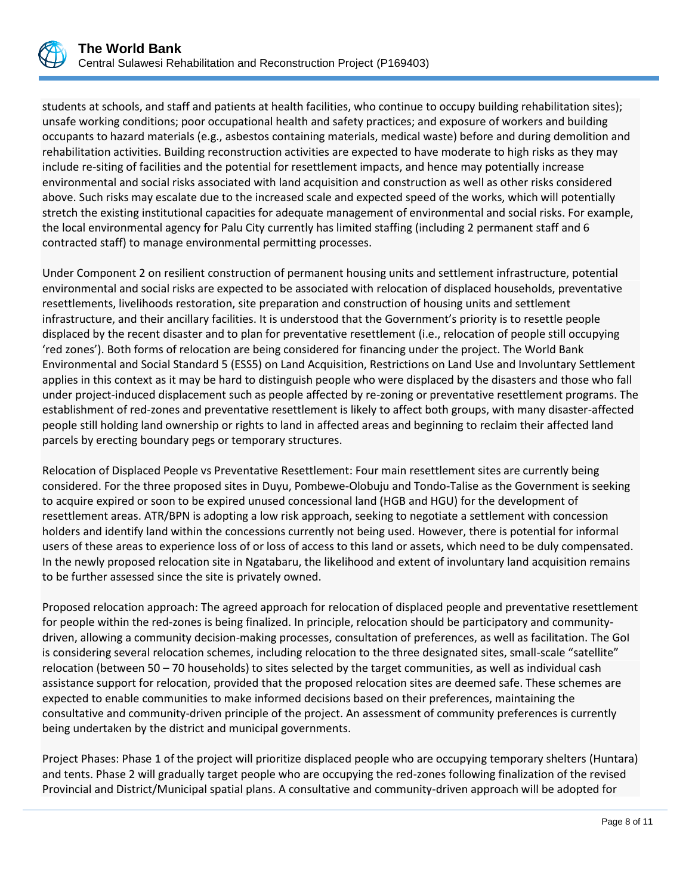students at schools, and staff and patients at health facilities, who continue to occupy building rehabilitation sites); unsafe working conditions; poor occupational health and safety practices; and exposure of workers and building occupants to hazard materials (e.g., asbestos containing materials, medical waste) before and during demolition and rehabilitation activities. Building reconstruction activities are expected to have moderate to high risks as they may include re-siting of facilities and the potential for resettlement impacts, and hence may potentially increase environmental and social risks associated with land acquisition and construction as well as other risks considered above. Such risks may escalate due to the increased scale and expected speed of the works, which will potentially stretch the existing institutional capacities for adequate management of environmental and social risks. For example, the local environmental agency for Palu City currently has limited staffing (including 2 permanent staff and 6 contracted staff) to manage environmental permitting processes.

Under Component 2 on resilient construction of permanent housing units and settlement infrastructure, potential environmental and social risks are expected to be associated with relocation of displaced households, preventative resettlements, livelihoods restoration, site preparation and construction of housing units and settlement infrastructure, and their ancillary facilities. It is understood that the Government's priority is to resettle people displaced by the recent disaster and to plan for preventative resettlement (i.e., relocation of people still occupying 'red zones'). Both forms of relocation are being considered for financing under the project. The World Bank Environmental and Social Standard 5 (ESS5) on Land Acquisition, Restrictions on Land Use and Involuntary Settlement applies in this context as it may be hard to distinguish people who were displaced by the disasters and those who fall under project-induced displacement such as people affected by re-zoning or preventative resettlement programs. The establishment of red-zones and preventative resettlement is likely to affect both groups, with many disaster-affected people still holding land ownership or rights to land in affected areas and beginning to reclaim their affected land parcels by erecting boundary pegs or temporary structures.

Relocation of Displaced People vs Preventative Resettlement: Four main resettlement sites are currently being considered. For the three proposed sites in Duyu, Pombewe-Olobuju and Tondo-Talise as the Government is seeking to acquire expired or soon to be expired unused concessional land (HGB and HGU) for the development of resettlement areas. ATR/BPN is adopting a low risk approach, seeking to negotiate a settlement with concession holders and identify land within the concessions currently not being used. However, there is potential for informal users of these areas to experience loss of or loss of access to this land or assets, which need to be duly compensated. In the newly proposed relocation site in Ngatabaru, the likelihood and extent of involuntary land acquisition remains to be further assessed since the site is privately owned.

Proposed relocation approach: The agreed approach for relocation of displaced people and preventative resettlement for people within the red-zones is being finalized. In principle, relocation should be participatory and community-driven, allowing a community decision-making processes, consultation of preferences, as well as facilitation. The GoI is considering several relocation schemes, including relocation to the three designated sites, small-scale "satellite" relocation (between 50 – 70 households) to sites selected by the target communities, as well as individual cash assistance support for relocation, provided that the proposed relocation sites are deemed safe. These schemes are expected to enable communities to make informed decisions based on their preferences, maintaining the consultative and community-driven principle of the project. An assessment of community preferences is currently being undertaken by the district and municipal governments.

Project Phases: Phase 1 of the project will prioritize displaced people who are occupying temporary shelters (Huntara) and tents. Phase 2 will gradually target people who are occupying the red-zones following finalization of the revised Provincial and District/Municipal spatial plans. A consultative and community-driven approach will be adopted for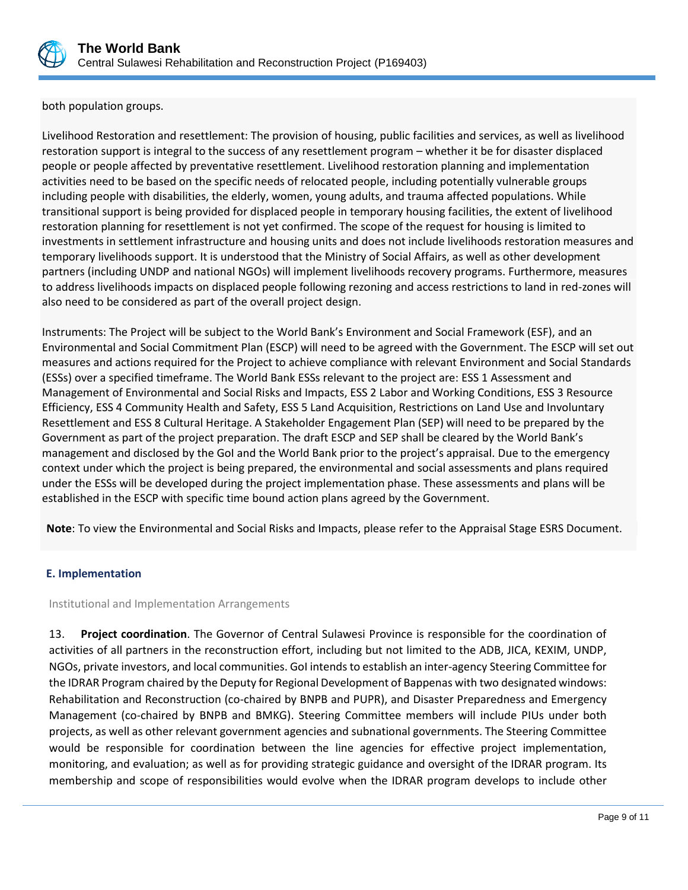both population groups.

Livelihood Restoration and resettlement: The provision of housing, public facilities and services, as well as livelihood restoration support is integral to the success of any resettlement program – whether it be for disaster displaced people or people affected by preventative resettlement. Livelihood restoration planning and implementation activities need to be based on the specific needs of relocated people, including potentially vulnerable groups including people with disabilities, the elderly, women, young adults, and trauma affected populations. While transitional support is being provided for displaced people in temporary housing facilities, the extent of livelihood restoration planning for resettlement is not yet confirmed. The scope of the request for housing is limited to investments in settlement infrastructure and housing units and does not include livelihoods restoration measures and temporary livelihoods support. It is understood that the Ministry of Social Affairs, as well as other development partners (including UNDP and national NGOs) will implement livelihoods recovery programs. Furthermore, measures to address livelihoods impacts on displaced people following rezoning and access restrictions to land in red-zones will also need to be considered as part of the overall project design.

Instruments: The Project will be subject to the World Bank's Environment and Social Framework (ESF), and an Environmental and Social Commitment Plan (ESCP) will need to be agreed with the Government. The ESCP will set out measures and actions required for the Project to achieve compliance with relevant Environment and Social Standards (ESSs) over a specified timeframe. The World Bank ESSs relevant to the project are: ESS 1 Assessment and Management of Environmental and Social Risks and Impacts, ESS 2 Labor and Working Conditions, ESS 3 Resource Efficiency, ESS 4 Community Health and Safety, ESS 5 Land Acquisition, Restrictions on Land Use and Involuntary Resettlement and ESS 8 Cultural Heritage. A Stakeholder Engagement Plan (SEP) will need to be prepared by the Government as part of the project preparation. The draft ESCP and SEP shall be cleared by the World Bank's management and disclosed by the GoI and the World Bank prior to the project's appraisal. Due to the emergency context under which the project is being prepared, the environmental and social assessments and plans required under the ESSs will be developed during the project implementation phase. These assessments and plans will be established in the ESCP with specific time bound action plans agreed by the Government.

**Note**: To view the Environmental and Social Risks and Impacts, please refer to the Appraisal Stage ESRS Document.

## E. Implementation

### Institutional and Implementation Arrangements

13. **Project coordination**. The Governor of Central Sulawesi Province is responsible for the coordination of activities of all partners in the reconstruction effort, including but not limited to the ADB, JICA, KEXIM, UNDP, NGOs, private investors, and local communities. GoI intends to establish an inter-agency Steering Committee for the IDRAR Program chaired by the Deputy for Regional Development of Bappenas with two designated windows: Rehabilitation and Reconstruction (co-chaired by BNPB and PUPR), and Disaster Preparedness and Emergency Management (co-chaired by BNPB and BMKG). Steering Committee members will include PIUs under both projects, as well as other relevant government agencies and subnational governments. The Steering Committee would be responsible for coordination between the line agencies for effective project implementation, monitoring, and evaluation; as well as for providing strategic guidance and oversight of the IDRAR program. Its membership and scope of responsibilities would evolve when the IDRAR program develops to include other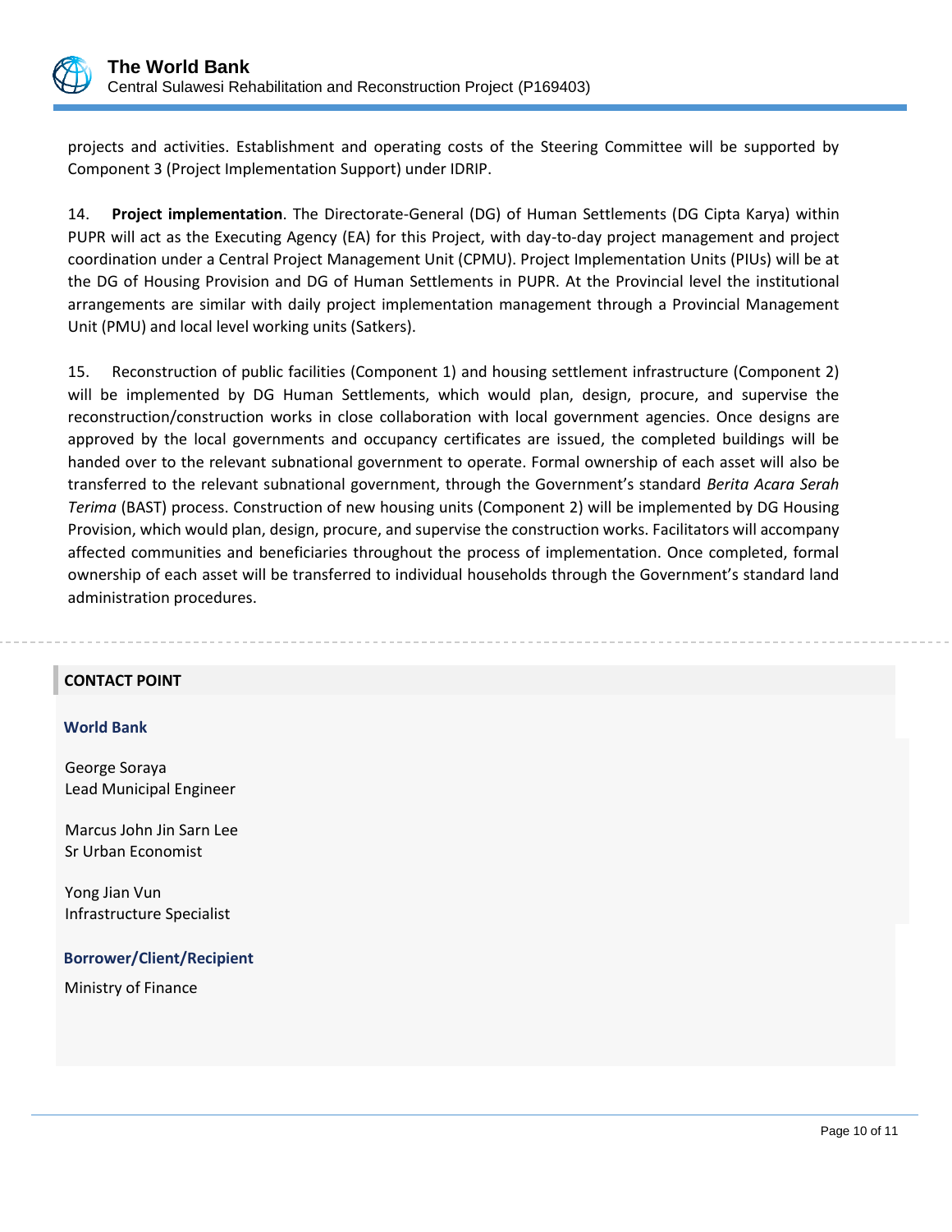projects and activities. Establishment and operating costs of the Steering Committee will be supported by Component 3 (Project Implementation Support) under IDRIP.

14. **Project implementation**. The Directorate-General (DG) of Human Settlements (DG Cipta Karya) within PUPR will act as the Executing Agency (EA) for this Project, with day-to-day project management and project coordination under a Central Project Management Unit (CPMU). Project Implementation Units (PIUs) will be at the DG of Housing Provision and DG of Human Settlements in PUPR. At the Provincial level the institutional arrangements are similar with daily project implementation management through a Provincial Management Unit (PMU) and local level working units (Satkers).

15. Reconstruction of public facilities (Component 1) and housing settlement infrastructure (Component 2) will be implemented by DG Human Settlements, which would plan, design, procure, and supervise the reconstruction/construction works in close collaboration with local government agencies. Once designs are approved by the local governments and occupancy certificates are issued, the completed buildings will be handed over to the relevant subnational government to operate. Formal ownership of each asset will also be transferred to the relevant subnational government, through the Government's standard *Berita Acara Serah Terima* (BAST) process. Construction of new housing units (Component 2) will be implemented by DG Housing Provision, which would plan, design, procure, and supervise the construction works. Facilitators will accompany affected communities and beneficiaries throughout the process of implementation. Once completed, formal ownership of each asset will be transferred to individual households through the Government's standard land administration procedures.

## CONTACT POINT

### World Bank

George Soraya
Lead Municipal Engineer

Marcus John Jin Sarn Lee
Sr Urban Economist

Yong Jian Vun
Infrastructure Specialist

### Borrower/Client/Recipient

Ministry of Finance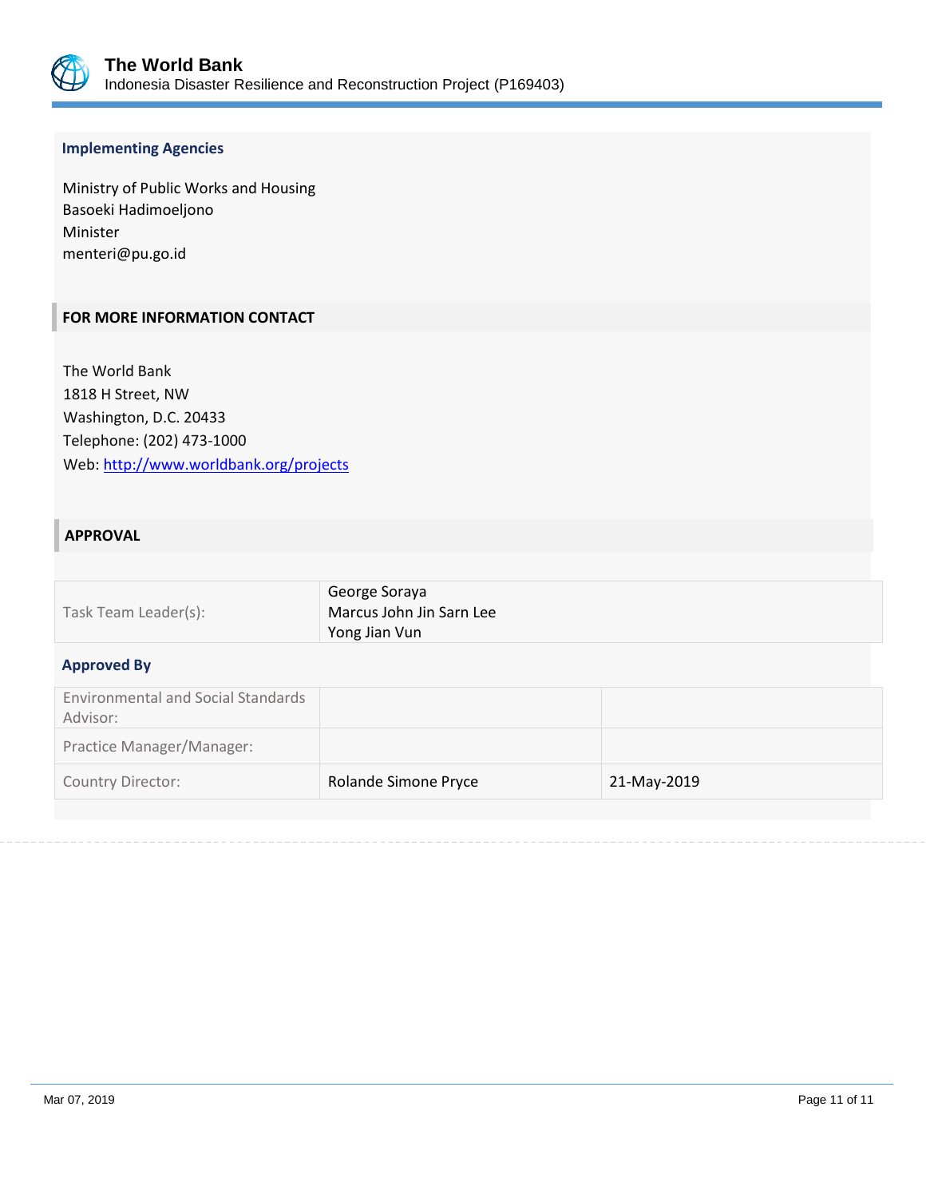### Implementing Agencies

Ministry of Public Works and Housing
Basoeki Hadimoeljono
Minister
menteri@pu.go.id

## FOR MORE INFORMATION CONTACT

The World Bank
1818 H Street, NW
Washington, D.C. 20433
Telephone: (202) 473-1000
Web: http://www.worldbank.org/projects

## APPROVAL

| | |
|---|---|
| Task Team Leader(s): | George Soraya<br>Marcus John Jin Sarn Lee<br>Yong Jian Vun |

### Approved By

| | | |
|---|---|---|
| Environmental and Social Standards Advisor: | | |
| Practice Manager/Manager: | | |
| Country Director: | Rolande Simone Pryce | 21-May-2019 |